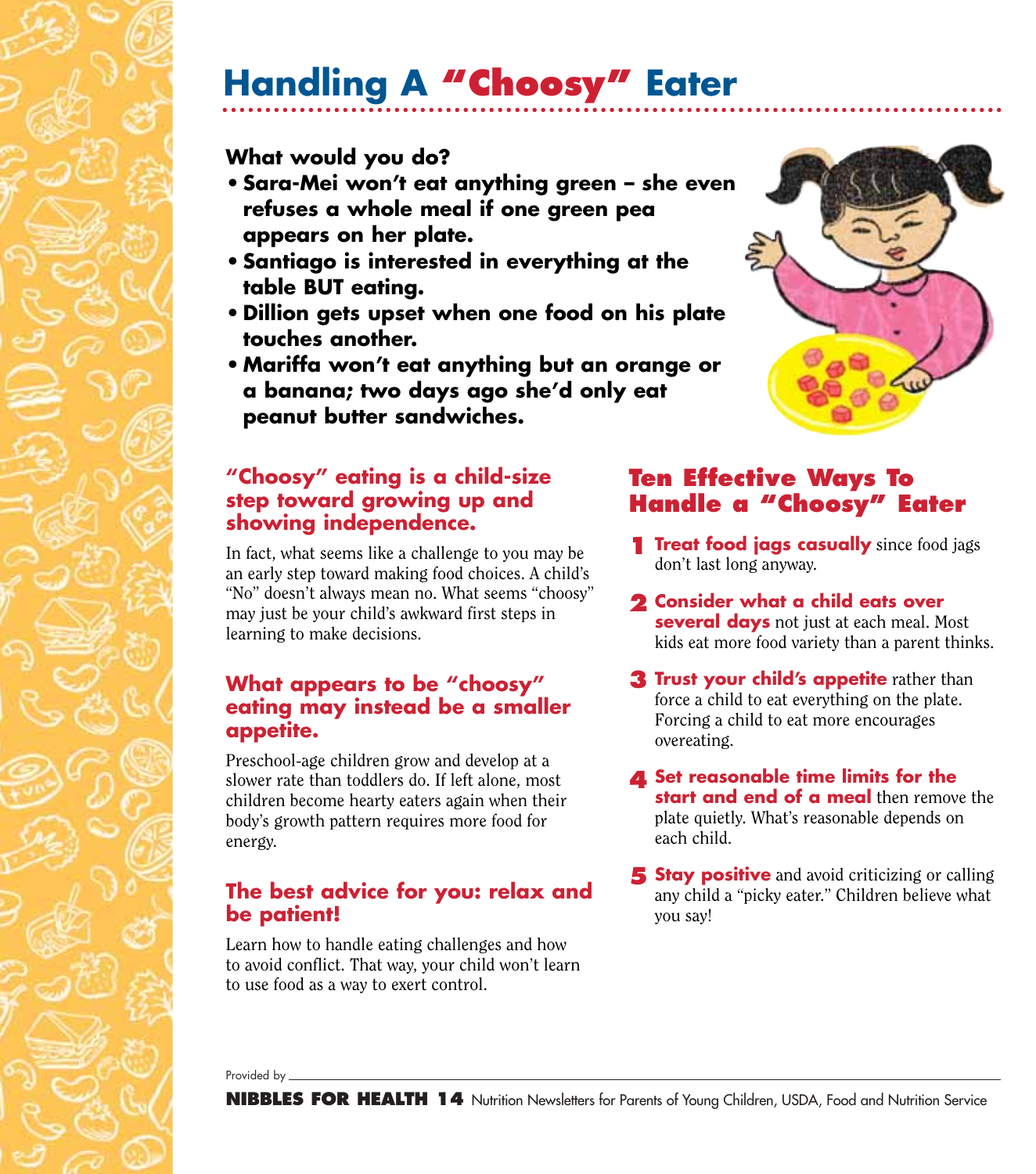# Handling A "Choosy" Eater

**What would you do?**

- **Sara-Mei won't eat anything green – she even refuses a whole meal if one green pea appears on her plate.**
- **Santiago is interested in everything at the table BUT eating.**
- **Dillion gets upset when one food on his plate touches another.**
- **Mariffa won't eat anything but an orange or a banana; two days ago she'd only eat peanut butter sandwiches.**

### "Choosy" eating is a child-size step toward growing up and showing independence.

In fact, what seems like a challenge to you may be an early step toward making food choices. A child's "No" doesn't always mean no. What seems "choosy" may just be your child's awkward first steps in learning to make decisions.

### What appears to be "choosy" eating may instead be a smaller appetite.

Preschool-age children grow and develop at a slower rate than toddlers do. If left alone, most children become hearty eaters again when their body's growth pattern requires more food for energy.

### The best advice for you: relax and be patient!

Learn how to handle eating challenges and how to avoid conflict. That way, your child won't learn to use food as a way to exert control.

## Ten Effective Ways To Handle a "Choosy" Eater

1. **Treat food jags casually** since food jags don't last long anyway.
2. **Consider what a child eats over several days** not just at each meal. Most kids eat more food variety than a parent thinks.
3. **Trust your child's appetite** rather than force a child to eat everything on the plate. Forcing a child to eat more encourages overeating.
4. **Set reasonable time limits for the start and end of a meal** then remove the plate quietly. What's reasonable depends on each child.
5. **Stay positive** and avoid criticizing or calling any child a "picky eater." Children believe what you say!

Provided by

**NIBBLES FOR HEALTH 14** Nutrition Newsletters for Parents of Young Children, USDA, Food and Nutrition Service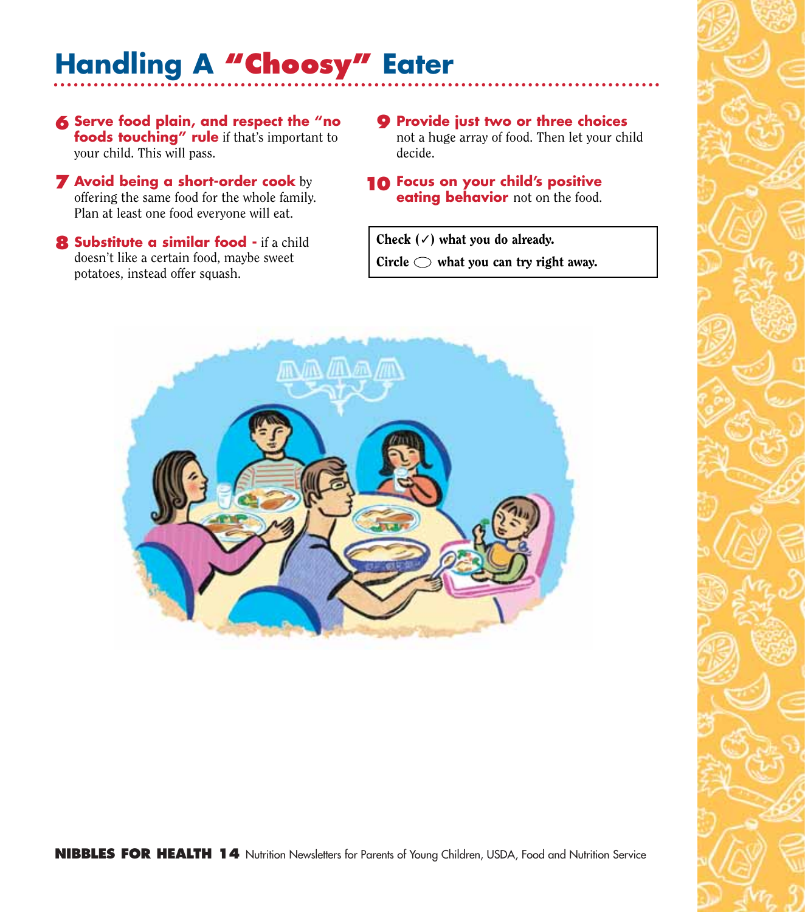# Handling A "Choosy" Eater

6. **Serve food plain, and respect the "no foods touching" rule** if that's important to your child. This will pass.

7. **Avoid being a short-order cook** by offering the same food for the whole family. Plan at least one food everyone will eat.

8. **Substitute a similar food -** if a child doesn't like a certain food, maybe sweet potatoes, instead offer squash.

9. **Provide just two or three choices** not a huge array of food. Then let your child decide.

10. **Focus on your child's positive eating behavior** not on the food.

> **Check (✓) what you do already.**
>
> **Circle ⬭ what you can try right away.**

**NIBBLES FOR HEALTH 14** Nutrition Newsletters for Parents of Young Children, USDA, Food and Nutrition Service